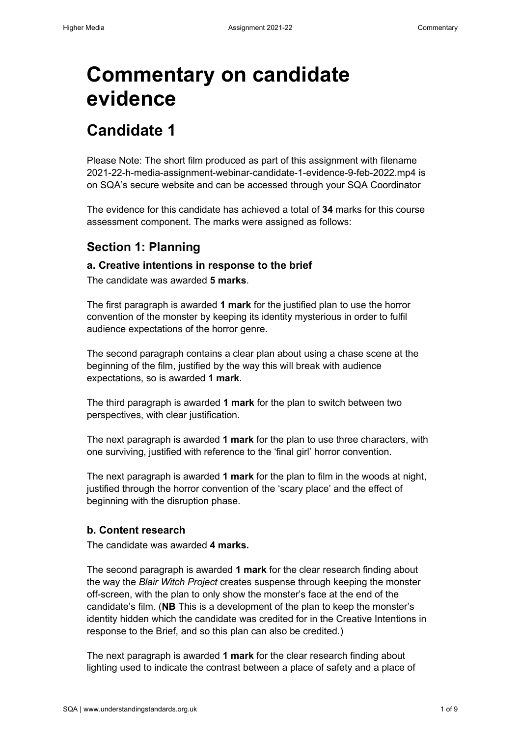# Commentary on candidate evidence

## Candidate 1

Please Note: The short film produced as part of this assignment with filename 2021-22-h-media-assignment-webinar-candidate-1-evidence-9-feb-2022.mp4 is on SQA's secure website and can be accessed through your SQA Coordinator

The evidence for this candidate has achieved a total of **34** marks for this course assessment component. The marks were assigned as follows:

### Section 1: Planning

#### a. Creative intentions in response to the brief

The candidate was awarded **5 marks**.

The first paragraph is awarded **1 mark** for the justified plan to use the horror convention of the monster by keeping its identity mysterious in order to fulfil audience expectations of the horror genre.

The second paragraph contains a clear plan about using a chase scene at the beginning of the film, justified by the way this will break with audience expectations, so is awarded **1 mark**.

The third paragraph is awarded **1 mark** for the plan to switch between two perspectives, with clear justification.

The next paragraph is awarded **1 mark** for the plan to use three characters, with one surviving, justified with reference to the 'final girl' horror convention.

The next paragraph is awarded **1 mark** for the plan to film in the woods at night, justified through the horror convention of the 'scary place' and the effect of beginning with the disruption phase.

#### b. Content research

The candidate was awarded **4 marks.**

The second paragraph is awarded **1 mark** for the clear research finding about the way the *Blair Witch Project* creates suspense through keeping the monster off-screen, with the plan to only show the monster's face at the end of the candidate's film. (**NB** This is a development of the plan to keep the monster's identity hidden which the candidate was credited for in the Creative Intentions in response to the Brief, and so this plan can also be credited.)

The next paragraph is awarded **1 mark** for the clear research finding about lighting used to indicate the contrast between a place of safety and a place of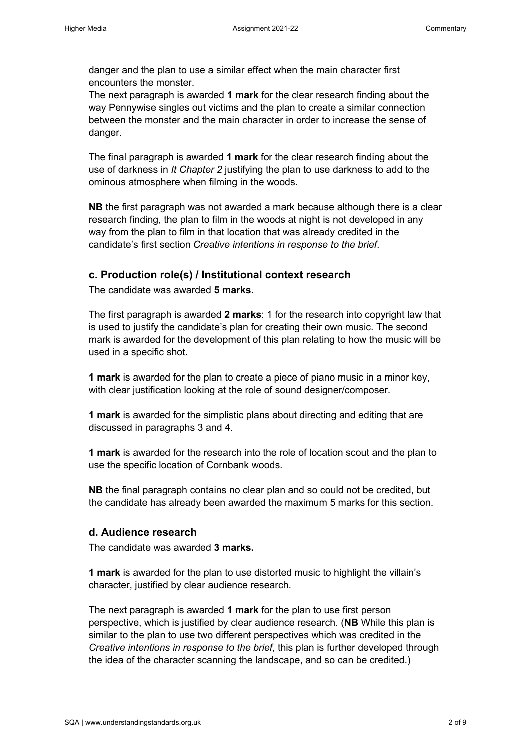danger and the plan to use a similar effect when the main character first encounters the monster.

The next paragraph is awarded **1 mark** for the clear research finding about the way Pennywise singles out victims and the plan to create a similar connection between the monster and the main character in order to increase the sense of danger.

The final paragraph is awarded **1 mark** for the clear research finding about the use of darkness in *It Chapter 2* justifying the plan to use darkness to add to the ominous atmosphere when filming in the woods.

**NB** the first paragraph was not awarded a mark because although there is a clear research finding, the plan to film in the woods at night is not developed in any way from the plan to film in that location that was already credited in the candidate's first section *Creative intentions in response to the brief*.

### c. Production role(s) / Institutional context research

The candidate was awarded **5 marks.**

The first paragraph is awarded **2 marks**: 1 for the research into copyright law that is used to justify the candidate's plan for creating their own music. The second mark is awarded for the development of this plan relating to how the music will be used in a specific shot.

**1 mark** is awarded for the plan to create a piece of piano music in a minor key, with clear justification looking at the role of sound designer/composer.

**1 mark** is awarded for the simplistic plans about directing and editing that are discussed in paragraphs 3 and 4.

**1 mark** is awarded for the research into the role of location scout and the plan to use the specific location of Cornbank woods.

**NB** the final paragraph contains no clear plan and so could not be credited, but the candidate has already been awarded the maximum 5 marks for this section.

### d. Audience research

The candidate was awarded **3 marks.**

**1 mark** is awarded for the plan to use distorted music to highlight the villain's character, justified by clear audience research.

The next paragraph is awarded **1 mark** for the plan to use first person perspective, which is justified by clear audience research. (**NB** While this plan is similar to the plan to use two different perspectives which was credited in the *Creative intentions in response to the brief*, this plan is further developed through the idea of the character scanning the landscape, and so can be credited.)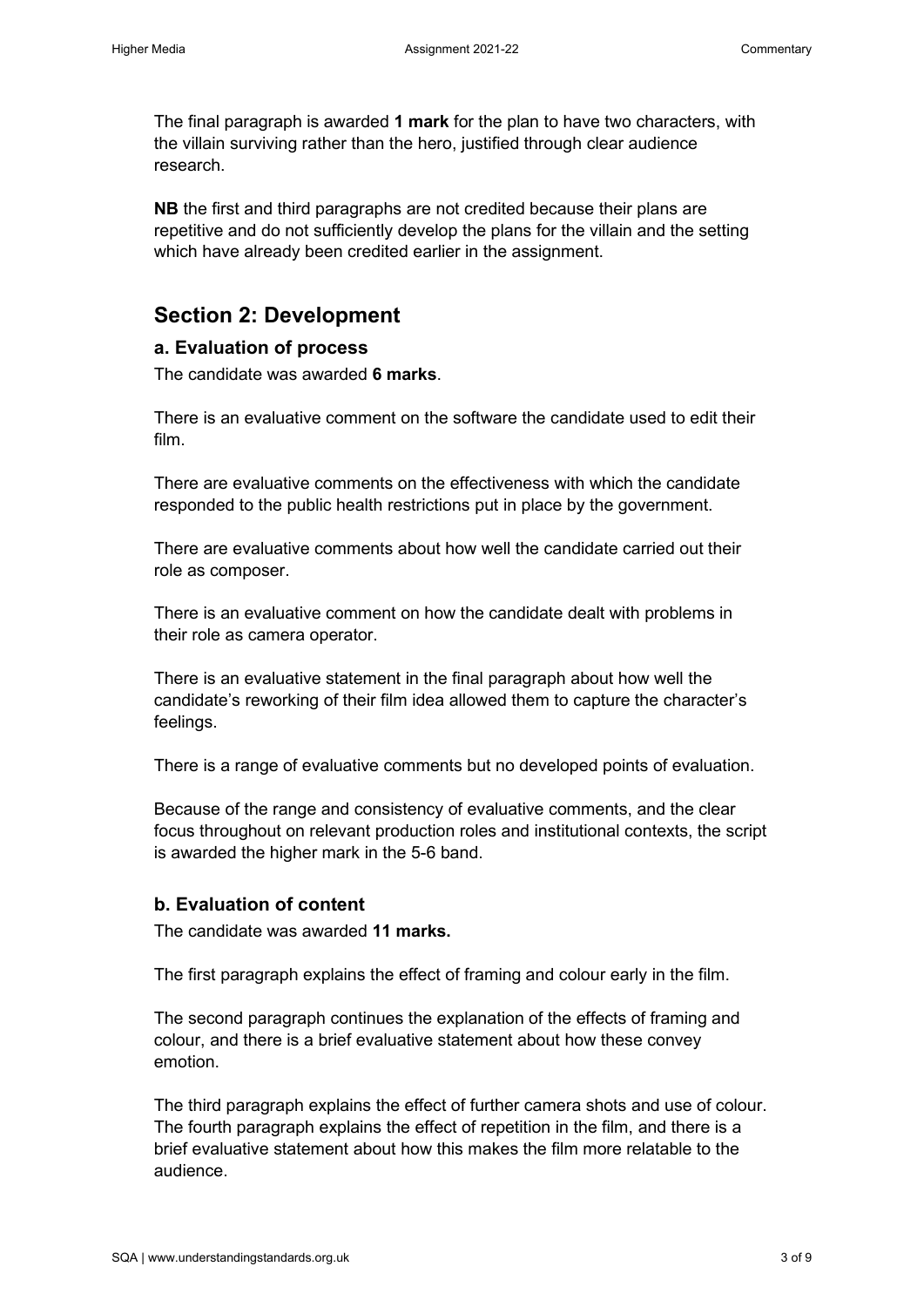The final paragraph is awarded **1 mark** for the plan to have two characters, with the villain surviving rather than the hero, justified through clear audience research.

**NB** the first and third paragraphs are not credited because their plans are repetitive and do not sufficiently develop the plans for the villain and the setting which have already been credited earlier in the assignment.

## Section 2: Development

### a. Evaluation of process

The candidate was awarded **6 marks**.

There is an evaluative comment on the software the candidate used to edit their film.

There are evaluative comments on the effectiveness with which the candidate responded to the public health restrictions put in place by the government.

There are evaluative comments about how well the candidate carried out their role as composer.

There is an evaluative comment on how the candidate dealt with problems in their role as camera operator.

There is an evaluative statement in the final paragraph about how well the candidate's reworking of their film idea allowed them to capture the character's feelings.

There is a range of evaluative comments but no developed points of evaluation.

Because of the range and consistency of evaluative comments, and the clear focus throughout on relevant production roles and institutional contexts, the script is awarded the higher mark in the 5-6 band.

### b. Evaluation of content

The candidate was awarded **11 marks.**

The first paragraph explains the effect of framing and colour early in the film.

The second paragraph continues the explanation of the effects of framing and colour, and there is a brief evaluative statement about how these convey emotion.

The third paragraph explains the effect of further camera shots and use of colour. The fourth paragraph explains the effect of repetition in the film, and there is a brief evaluative statement about how this makes the film more relatable to the audience.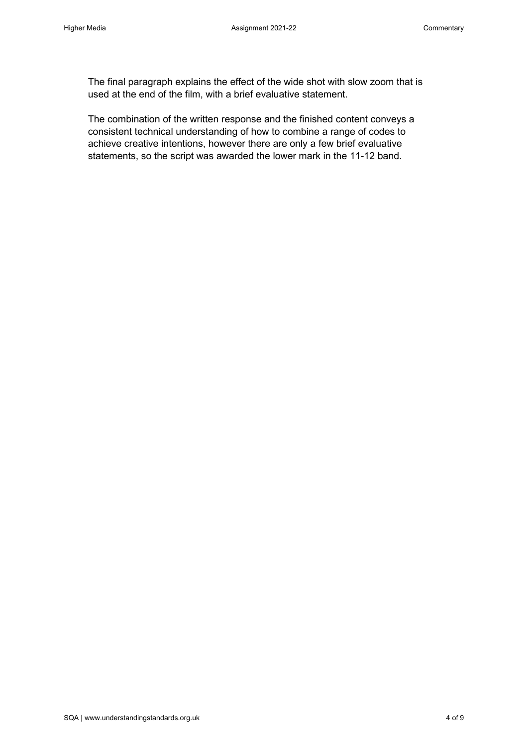The final paragraph explains the effect of the wide shot with slow zoom that is used at the end of the film, with a brief evaluative statement.

The combination of the written response and the finished content conveys a consistent technical understanding of how to combine a range of codes to achieve creative intentions, however there are only a few brief evaluative statements, so the script was awarded the lower mark in the 11-12 band.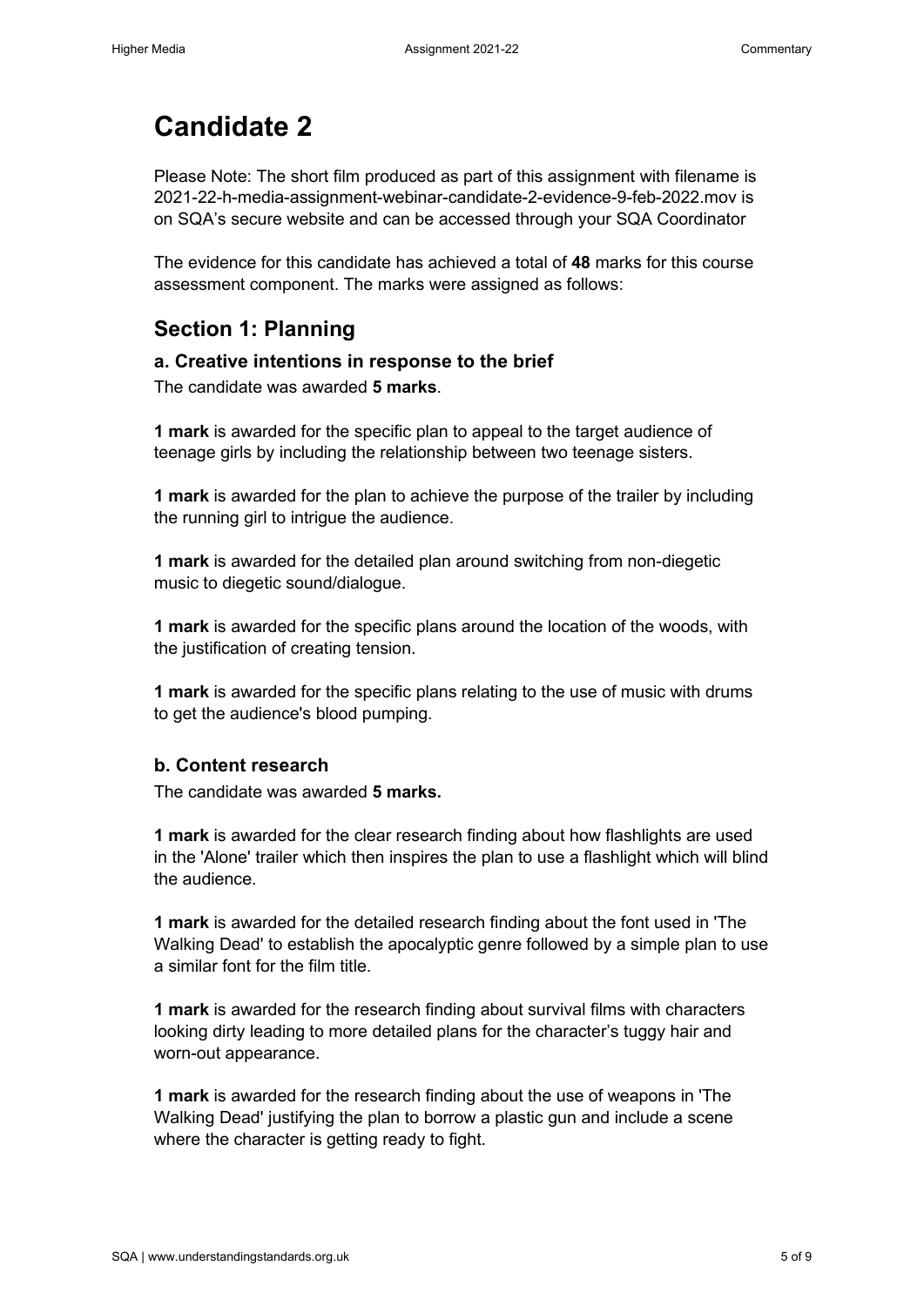# Candidate 2

Please Note: The short film produced as part of this assignment with filename is 2021-22-h-media-assignment-webinar-candidate-2-evidence-9-feb-2022.mov is on SQA's secure website and can be accessed through your SQA Coordinator

The evidence for this candidate has achieved a total of **48** marks for this course assessment component. The marks were assigned as follows:

## Section 1: Planning

### a. Creative intentions in response to the brief

The candidate was awarded **5 marks**.

**1 mark** is awarded for the specific plan to appeal to the target audience of teenage girls by including the relationship between two teenage sisters.

**1 mark** is awarded for the plan to achieve the purpose of the trailer by including the running girl to intrigue the audience.

**1 mark** is awarded for the detailed plan around switching from non-diegetic music to diegetic sound/dialogue.

**1 mark** is awarded for the specific plans around the location of the woods, with the justification of creating tension.

**1 mark** is awarded for the specific plans relating to the use of music with drums to get the audience's blood pumping.

### b. Content research

The candidate was awarded **5 marks.**

**1 mark** is awarded for the clear research finding about how flashlights are used in the 'Alone' trailer which then inspires the plan to use a flashlight which will blind the audience.

**1 mark** is awarded for the detailed research finding about the font used in 'The Walking Dead' to establish the apocalyptic genre followed by a simple plan to use a similar font for the film title.

**1 mark** is awarded for the research finding about survival films with characters looking dirty leading to more detailed plans for the character's tuggy hair and worn-out appearance.

**1 mark** is awarded for the research finding about the use of weapons in 'The Walking Dead' justifying the plan to borrow a plastic gun and include a scene where the character is getting ready to fight.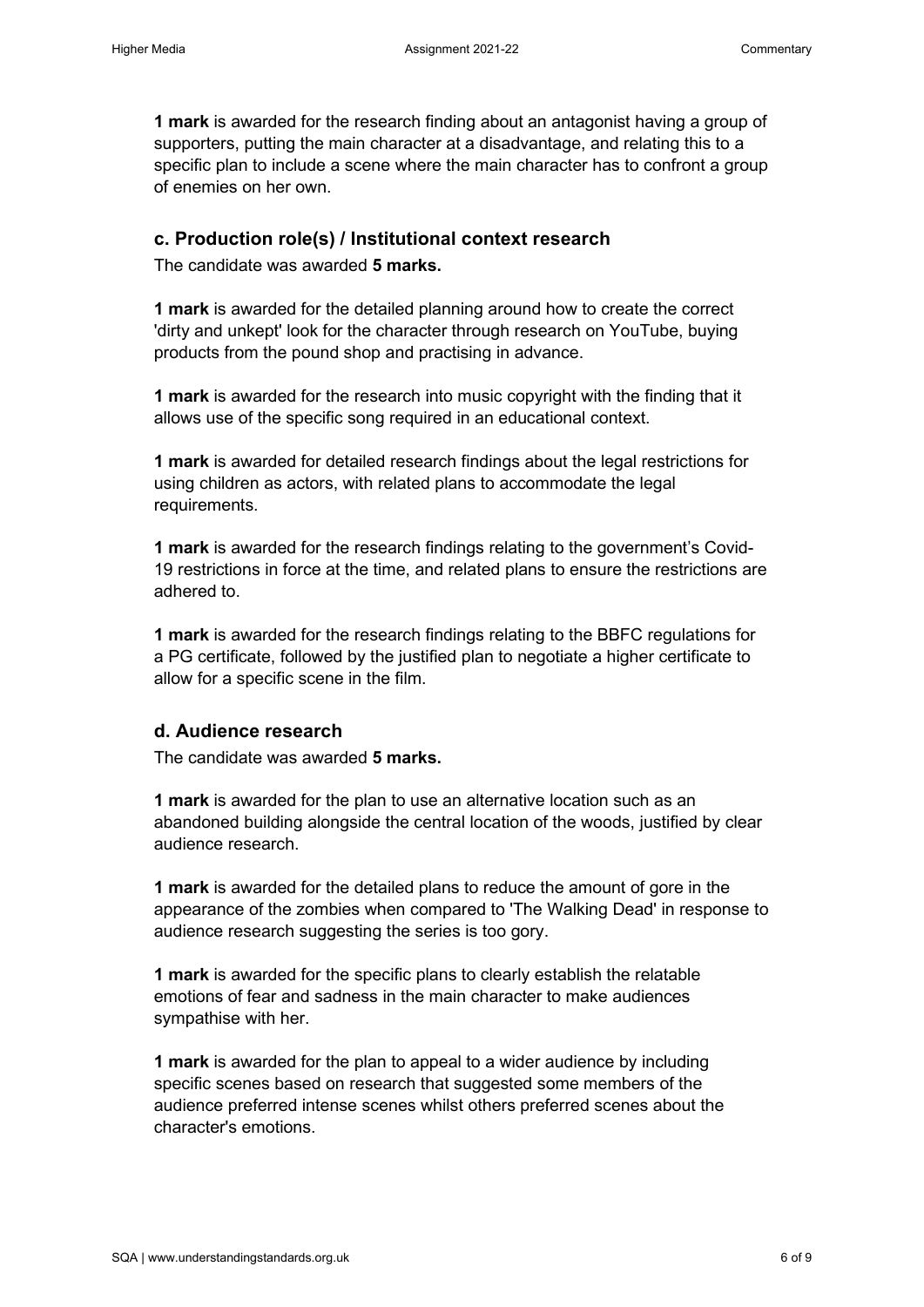**1 mark** is awarded for the research finding about an antagonist having a group of supporters, putting the main character at a disadvantage, and relating this to a specific plan to include a scene where the main character has to confront a group of enemies on her own.

## c. Production role(s) / Institutional context research

The candidate was awarded **5 marks.**

**1 mark** is awarded for the detailed planning around how to create the correct 'dirty and unkept' look for the character through research on YouTube, buying products from the pound shop and practising in advance.

**1 mark** is awarded for the research into music copyright with the finding that it allows use of the specific song required in an educational context.

**1 mark** is awarded for detailed research findings about the legal restrictions for using children as actors, with related plans to accommodate the legal requirements.

**1 mark** is awarded for the research findings relating to the government's Covid-19 restrictions in force at the time, and related plans to ensure the restrictions are adhered to.

**1 mark** is awarded for the research findings relating to the BBFC regulations for a PG certificate, followed by the justified plan to negotiate a higher certificate to allow for a specific scene in the film.

## d. Audience research

The candidate was awarded **5 marks.**

**1 mark** is awarded for the plan to use an alternative location such as an abandoned building alongside the central location of the woods, justified by clear audience research.

**1 mark** is awarded for the detailed plans to reduce the amount of gore in the appearance of the zombies when compared to 'The Walking Dead' in response to audience research suggesting the series is too gory.

**1 mark** is awarded for the specific plans to clearly establish the relatable emotions of fear and sadness in the main character to make audiences sympathise with her.

**1 mark** is awarded for the plan to appeal to a wider audience by including specific scenes based on research that suggested some members of the audience preferred intense scenes whilst others preferred scenes about the character's emotions.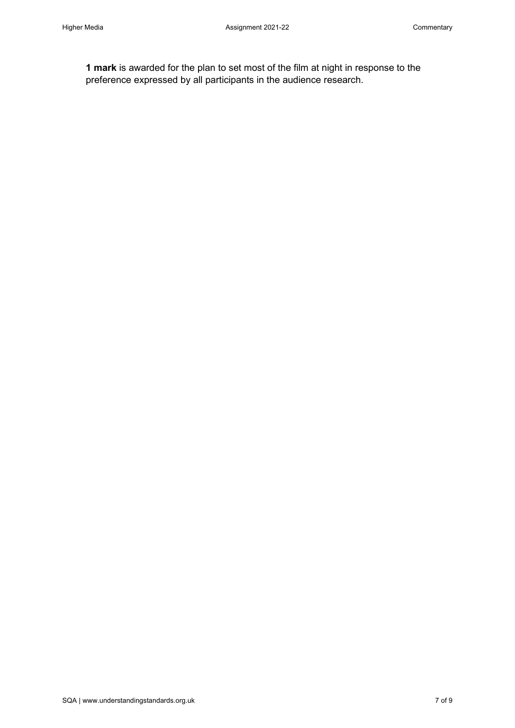**1 mark** is awarded for the plan to set most of the film at night in response to the preference expressed by all participants in the audience research.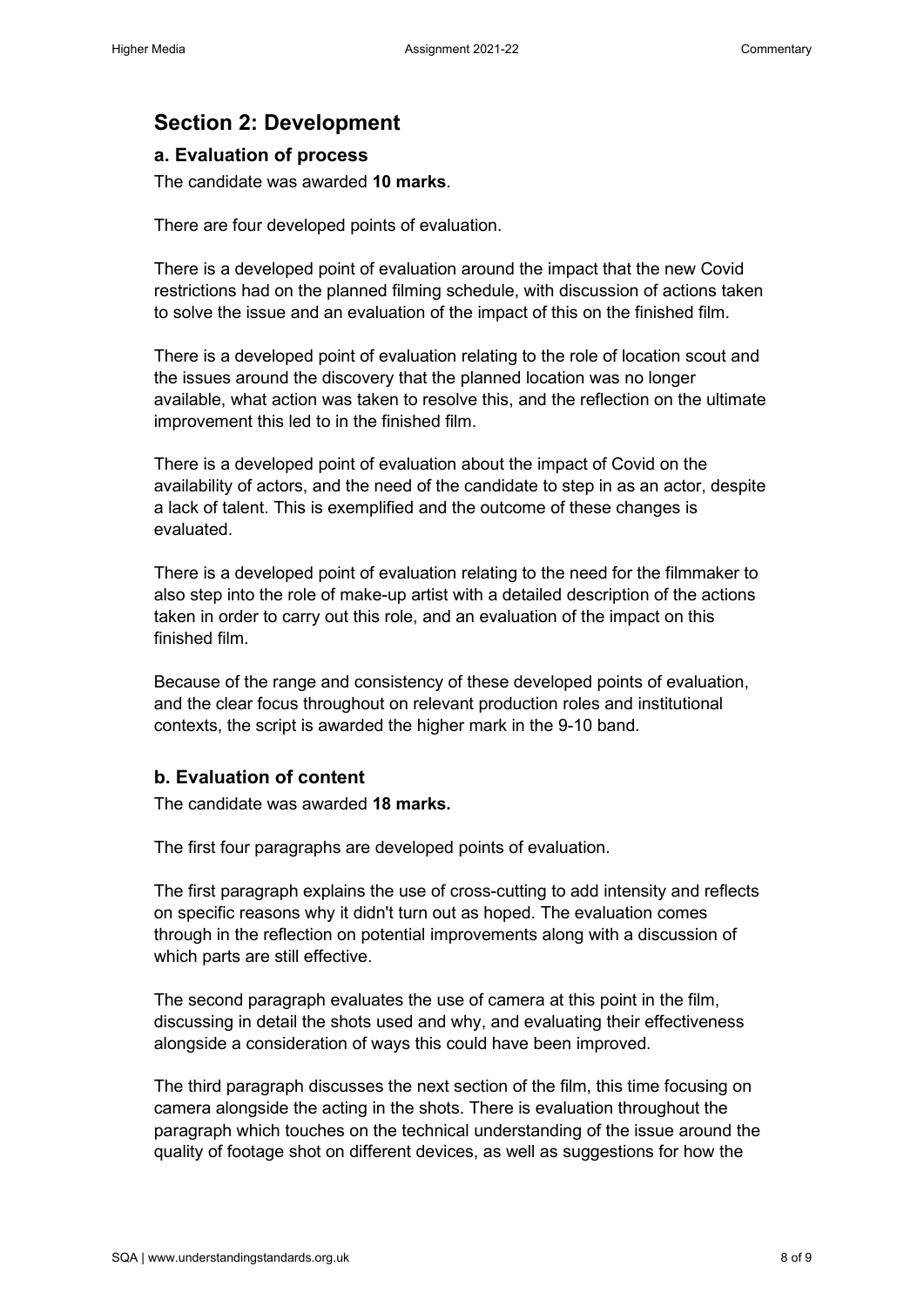## Section 2: Development

### a. Evaluation of process

The candidate was awarded **10 marks**.

There are four developed points of evaluation.

There is a developed point of evaluation around the impact that the new Covid restrictions had on the planned filming schedule, with discussion of actions taken to solve the issue and an evaluation of the impact of this on the finished film.

There is a developed point of evaluation relating to the role of location scout and the issues around the discovery that the planned location was no longer available, what action was taken to resolve this, and the reflection on the ultimate improvement this led to in the finished film.

There is a developed point of evaluation about the impact of Covid on the availability of actors, and the need of the candidate to step in as an actor, despite a lack of talent. This is exemplified and the outcome of these changes is evaluated.

There is a developed point of evaluation relating to the need for the filmmaker to also step into the role of make-up artist with a detailed description of the actions taken in order to carry out this role, and an evaluation of the impact on this finished film.

Because of the range and consistency of these developed points of evaluation, and the clear focus throughout on relevant production roles and institutional contexts, the script is awarded the higher mark in the 9-10 band.

### b. Evaluation of content

The candidate was awarded **18 marks.**

The first four paragraphs are developed points of evaluation.

The first paragraph explains the use of cross-cutting to add intensity and reflects on specific reasons why it didn't turn out as hoped. The evaluation comes through in the reflection on potential improvements along with a discussion of which parts are still effective.

The second paragraph evaluates the use of camera at this point in the film, discussing in detail the shots used and why, and evaluating their effectiveness alongside a consideration of ways this could have been improved.

The third paragraph discusses the next section of the film, this time focusing on camera alongside the acting in the shots. There is evaluation throughout the paragraph which touches on the technical understanding of the issue around the quality of footage shot on different devices, as well as suggestions for how the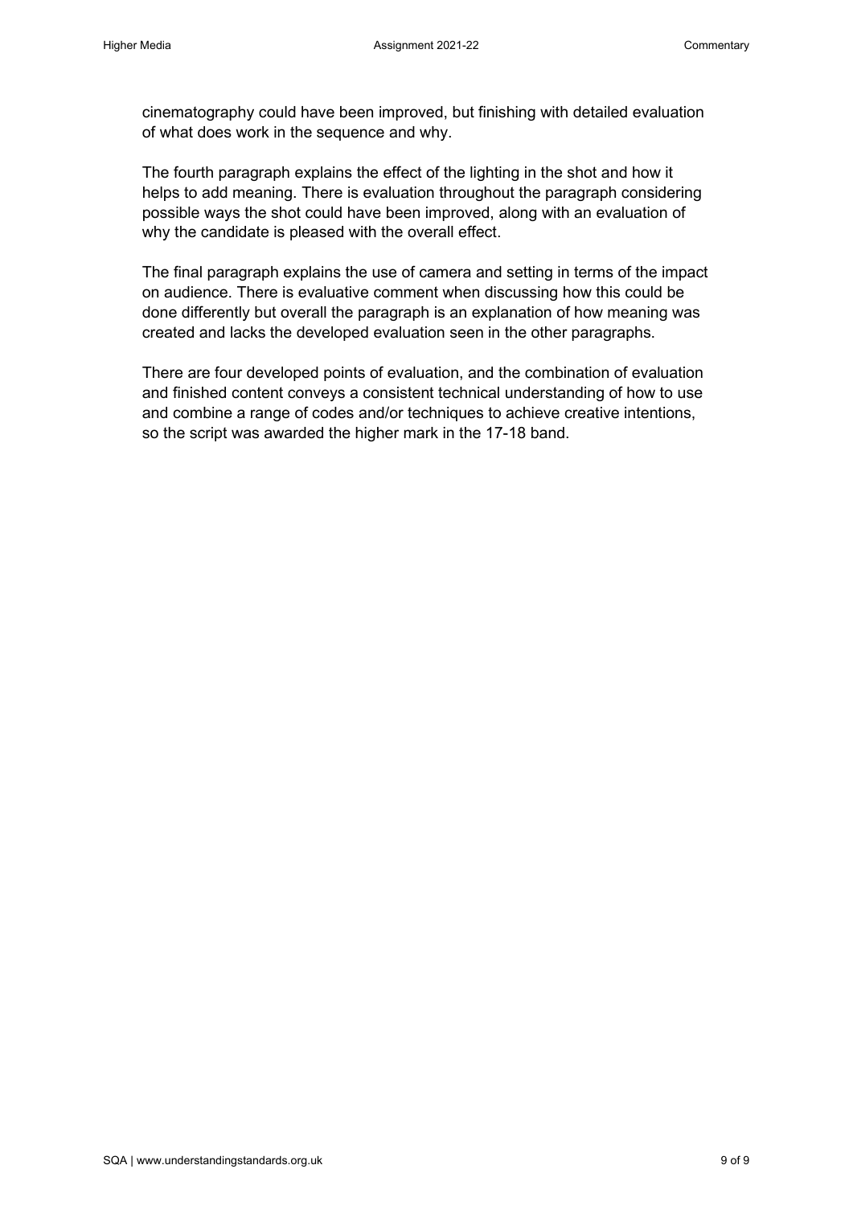cinematography could have been improved, but finishing with detailed evaluation of what does work in the sequence and why.

The fourth paragraph explains the effect of the lighting in the shot and how it helps to add meaning. There is evaluation throughout the paragraph considering possible ways the shot could have been improved, along with an evaluation of why the candidate is pleased with the overall effect.

The final paragraph explains the use of camera and setting in terms of the impact on audience. There is evaluative comment when discussing how this could be done differently but overall the paragraph is an explanation of how meaning was created and lacks the developed evaluation seen in the other paragraphs.

There are four developed points of evaluation, and the combination of evaluation and finished content conveys a consistent technical understanding of how to use and combine a range of codes and/or techniques to achieve creative intentions, so the script was awarded the higher mark in the 17-18 band.